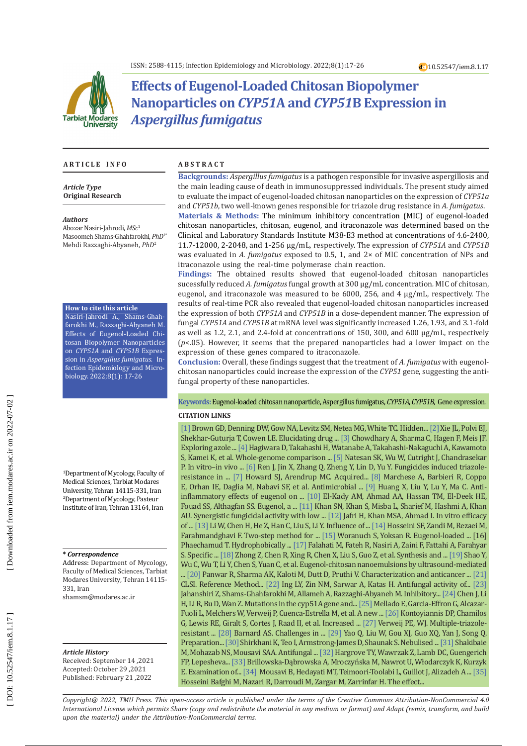# Effects of Eugenol-Loaded Chitosan Biopolymer Nanoparticles on *CYP51*A and *CYP51*B Expression in *Aspergillus fumigatus*

## ARTICLE INFO

***Article Type***
**Original Research**

***Authors***
Abozar Nasiri-Jahrodi, *MSc*[1]
Masoomeh Shams-Ghahfarokhi, *PhD*[1*]
Mehdi Razzaghi-Abyaneh, *PhD*[2]

**How to cite this article**
Nasiri-Jahrodi A., Shams-Ghahfarokhi M., Razzaghi-Abyaneh M. Effects of Eugenol-Loaded Chitosan Biopolymer Nanoparticles on *CYP51A* and *CYP51B* Expression in *Aspergillus fumigatus*. Infection Epidemiology and Microbiology. 2022;8(1): 17-26

[1]Department of Mycology, Faculty of Medical Sciences, Tarbiat Modares University, Tehran 14115-331, Iran
[2]Department of Mycology, Pasteur Institute of Iran, Tehran 13164, Iran

***\* Correspondence***
Address: Department of Mycology, Faculty of Medical Sciences, Tarbiat Modares University, Tehran 14115-331, Iran
shamsm@modares.ac.ir

***Article History***
Received: September 14 ,2021
Accepted: October 29 ,2021
Published: February 21 ,2022

## ABSTRACT

**Backgrounds:** *Aspergillus fumigatus* is a pathogen responsible for invasive aspergillosis and the main leading cause of death in immunosuppressed individuals. The present study aimed to evaluate the impact of eugenol-loaded chitosan nanoparticles on the expression of *CYP51a* and *CYP51b*, two well-known genes responsible for triazole drug resistance in *A. fumigatus*.

**Materials & Methods:** The minimum inhibitory concentration (MIC) of eugenol-loaded chitosan nanoparticles, chitosan, eugenol, and itraconazole was determined based on the Clinical and Laboratory Standards Institute M38-E3 method at concentrations of 4.6-2400, 11.7-12000, 2-2048, and 1-256 μg/mL, respectively. The expression of *CYP51A* and *CYP51B* was evaluated in *A. fumigatus* exposed to 0.5, 1, and 2× of MIC concentration of NPs and itraconazole using the real-time polymerase chain reaction.

**Findings:** The obtained results showed that eugenol-loaded chitosan nanoparticles sucessfully reduced *A. fumigatus* fungal growth at 300 μg/mL concentration. MIC of chitosan, eugenol, and itraconazole was measured to be 6000, 256, and 4 μg/mL, respectively. The results of real-time PCR also revealed that eugenol-loaded chitosan nanoparticles increased the expression of both *CYP51A* and *CYP51B* in a dose-dependent manner. The expression of fungal *CYP51A* and *CYP51B* at mRNA level was significantly increased 1.26, 1.93, and 3.1-fold as well as 1.2, 2.1, and 2.4-fold at concentrations of 150, 300, and 600 μg/mL, respectively ($p<.05$). However, it seems that the prepared nanoparticles had a lower impact on the expression of these genes compared to itraconazole.

**Conclusion:** Overall, these findings suggest that the treatment of *A. fumigatus* with eugenol-chitosan nanoparticles could increase the expression of the *CYP51* gene, suggesting the antifungal property of these nanoparticles.

**Keywords:** Eugenol-loaded chitosan nanoparticle, Aspergillus fumigatus, *CYP51A*, *CYP51B*, Gene expression.

### CITATION LINKS

[1] Brown GD, Denning DW, Gow NA, Levitz SM, Netea MG, White TC. Hidden... [2] Xie JL, Polvi EJ, Shekhar-Guturja T, Cowen LE. Elucidating drug ... [3] Chowdhary A, Sharma C, Hagen F, Meis JF. Exploring azole ... [4] Hagiwara D, Takahashi H, Watanabe A, Takahashi-Nakaguchi A, Kawamoto S, Kamei K, et al. Whole-genome comparison ... [5] Natesan SK, Wu W, Cutright J, Chandrasekar P. In vitro–in vivo ... [6] Ren J, Jin X, Zhang Q, Zheng Y, Lin D, Yu Y. Fungicides induced triazole-resistance in ... [7] Howard SJ, Arendrup MC. Acquired... [8] Marchese A, Barbieri R, Coppo E, Orhan IE, Daglia M, Nabavi SF, et al. Antimicrobial ... [9] Huang X, Liu Y, Lu Y, Ma C. Anti-inflammatory effects of eugenol on ... [10] El-Kady AM, Ahmad AA, Hassan TM, El-Deek HE, Fouad SS, Althagafi SS. Eugenol, a ... [11] Khan SN, Khan S, Misba L, Sharief M, Hashmi A, Khan AU. Synergistic fungicidal activity with low ... [12] Jafri H, Khan MSA, Ahmad I. In vitro efficacy of ... [13] Li W, Chen H, He Z, Han C, Liu S, Li Y. Influence of ... [14] Hosseini SF, Zandi M, Rezaei M, Farahmandghavi F. Two-step method for ... [15] Woranuch S, Yoksan R. Eugenol-loaded ... [16] Phaechamud T. Hydrophobically ... [17] Falahati M, Fateh R, Nasiri A, Zaini F, Fattahi A, Farahyar S. Specific ... [18] Zhong Z, Chen R, Xing R, Chen X, Liu S, Guo Z, et al. Synthesis and ... [19] Shao Y, Wu C, Wu T, Li Y, Chen S, Yuan C, et al. Eugenol-chitosan nanoemulsions by ultrasound-mediated ... [20] Panwar R, Sharma AK, Kaloti M, Dutt D, Pruthi V. Characterization and anticancer ... [21] CLSI. Reference Method... [22] Ing LY, Zin NM, Sarwar A, Katas H. Antifungal activity of... [23] Jahanshiri Z, Shams-Ghahfarokhi M, Allameh A, Razzaghi-Abyaneh M. Inhibitory... [24] Chen J, Li H, Li R, Bu D, Wan Z. Mutations in the cyp51A gene and... [25] Mellado E, Garcia-Effron G, Alcazar-Fuoli L, Melchers W, Verweij P, Cuenca-Estrella M, et al. A new ... [26] Kontoyiannis DP, Chamilos G, Lewis RE, Giralt S, Cortes J, Raad II, et al. Increased ... [27] Verweij PE, WJ. Multiple-triazole-resistant ... [28] Barnard AS. Challenges in ... [29] Yao Q, Liu W, Gou XJ, Guo XQ, Yan J, Song Q. Preparation... [30] Shirkhani K, Teo I, Armstrong-James D, Shaunak S. Nebulised ... [31] Shakibaie M, Mohazab NS, Mousavi SAA. Antifungal ... [32] Hargrove TY, Wawrzak Z, Lamb DC, Guengerich FP, Lepesheva... [33] Brillowska-Dąbrowska A, Mroczyńska M, Nawrot U, Włodarczyk K, Kurzyk E. Examination of... [34] Mousavi B, Hedayati MT, Teimoori-Toolabi L, Guillot J, Alizadeh A ... [35] Hosseini Bafghi M, Nazari R, Darroudi M, Zargar M, Zarrinfar H. The effect...

*Copyright@ 2022, TMU Press. This open-access article is published under the terms of the Creative Commons Attribution-NonCommercial 4.0 International License which permits Share (copy and redistribute the material in any medium or format) and Adapt (remix, transform, and build upon the material) under the Attribution-NonCommercial terms.*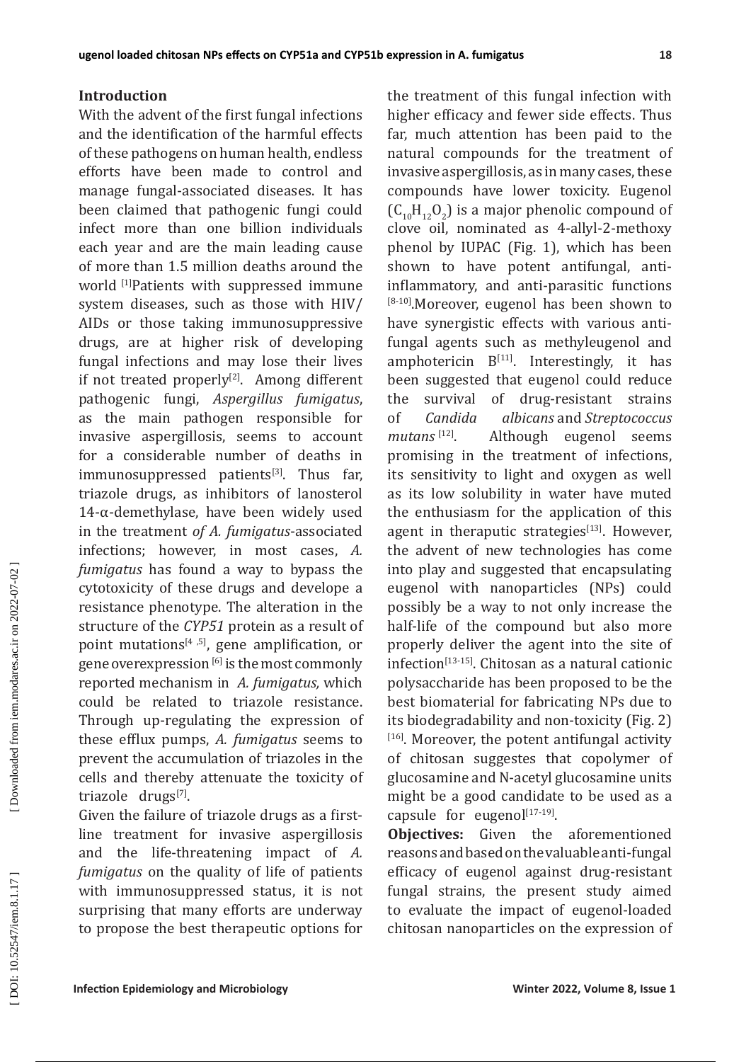## Introduction

With the advent of the first fungal infections and the identification of the harmful effects of these pathogens on human health, endless efforts have been made to control and manage fungal-associated diseases. It has been claimed that pathogenic fungi could infect more than one billion individuals each year and are the main leading cause of more than 1.5 million deaths around the world [1]Patients with suppressed immune system diseases, such as those with HIV/AIDs or those taking immunosuppressive drugs, are at higher risk of developing fungal infections and may lose their lives if not treated properly[2]. Among different pathogenic fungi, *Aspergillus fumigatus*, as the main pathogen responsible for invasive aspergillosis, seems to account for a considerable number of deaths in immunosuppressed patients[3]. Thus far, triazole drugs, as inhibitors of lanosterol 14-α-demethylase, have been widely used in the treatment *of A. fumigatus*-associated infections; however, in most cases, *A. fumigatus* has found a way to bypass the cytotoxicity of these drugs and develope a resistance phenotype. The alteration in the structure of the *CYP51* protein as a result of point mutations[4 ,5], gene amplification, or gene overexpression [6] is the most commonly reported mechanism in *A. fumigatus,* which could be related to triazole resistance. Through up-regulating the expression of these efflux pumps, *A. fumigatus* seems to prevent the accumulation of triazoles in the cells and thereby attenuate the toxicity of triazole drugs[7].

Given the failure of triazole drugs as a first-line treatment for invasive aspergillosis and the life-threatening impact of *A. fumigatus* on the quality of life of patients with immunosuppressed status, it is not surprising that many efforts are underway to propose the best therapeutic options for the treatment of this fungal infection with higher efficacy and fewer side effects. Thus far, much attention has been paid to the natural compounds for the treatment of invasive aspergillosis, as in many cases, these compounds have lower toxicity. Eugenol ($C_{10}H_{12}O_2$) is a major phenolic compound of clove oil, nominated as 4-allyl-2-methoxy phenol by IUPAC (Fig. 1), which has been shown to have potent antifungal, anti-inflammatory, and anti-parasitic functions [8-10].Moreover, eugenol has been shown to have synergistic effects with various anti-fungal agents such as methyleugenol and amphotericin B[11]. Interestingly, it has been suggested that eugenol could reduce the survival of drug-resistant strains of *Candida albicans* and *Streptococcus mutans* [12]. Although eugenol seems promising in the treatment of infections, its sensitivity to light and oxygen as well as its low solubility in water have muted the enthusiasm for the application of this agent in theraputic strategies[13]. However, the advent of new technologies has come into play and suggested that encapsulating eugenol with nanoparticles (NPs) could possibly be a way to not only increase the half-life of the compound but also more properly deliver the agent into the site of infection[13-15]. Chitosan as a natural cationic polysaccharide has been proposed to be the best biomaterial for fabricating NPs due to its biodegradability and non-toxicity (Fig. 2) [16]. Moreover, the potent antifungal activity of chitosan suggestes that copolymer of glucosamine and N-acetyl glucosamine units might be a good candidate to be used as a capsule for eugenol[17-19].

**Objectives:** Given the aforementioned reasons and based on the valuable anti-fungal efficacy of eugenol against drug-resistant fungal strains, the present study aimed to evaluate the impact of eugenol-loaded chitosan nanoparticles on the expression of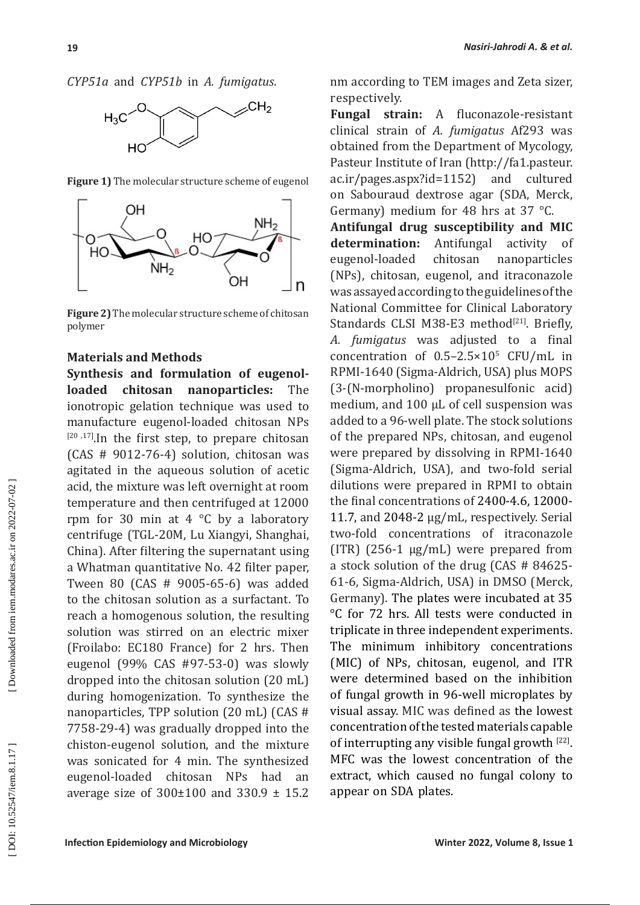*CYP51a* and *CYP51b* in *A. fumigatus*.

**Figure 1)** The molecular structure scheme of eugenol

**Figure 2)** The molecular structure scheme of chitosan polymer

### Materials and Methods

**Synthesis and formulation of eugenol-loaded chitosan nanoparticles:** The ionotropic gelation technique was used to manufacture eugenol-loaded chitosan NPs [20 ,17].In the first step, to prepare chitosan (CAS # 9012-76-4) solution, chitosan was agitated in the aqueous solution of acetic acid, the mixture was left overnight at room temperature and then centrifuged at 12000 rpm for 30 min at 4 °C by a laboratory centrifuge (TGL-20M, Lu Xiangyi, Shanghai, China). After filtering the supernatant using a Whatman quantitative No. 42 filter paper, Tween 80 (CAS # 9005-65-6) was added to the chitosan solution as a surfactant. To reach a homogenous solution, the resulting solution was stirred on an electric mixer (Froilabo: EC180 France) for 2 hrs. Then eugenol (99% CAS #97-53-0) was slowly dropped into the chitosan solution (20 mL) during homogenization. To synthesize the nanoparticles, TPP solution (20 mL) (CAS # 7758-29-4) was gradually dropped into the chiston-eugenol solution, and the mixture was sonicated for 4 min. The synthesized eugenol-loaded chitosan NPs had an average size of 300±100 and 330.9 ± 15.2 nm according to TEM images and Zeta sizer, respectively.

**Fungal strain:** A fluconazole-resistant clinical strain of *A. fumigatus* Af293 was obtained from the Department of Mycology, Pasteur Institute of Iran (http://fa1.pasteur.ac.ir/pages.aspx?id=1152) and cultured on Sabouraud dextrose agar (SDA, Merck, Germany) medium for 48 hrs at 37 °C.

**Antifungal drug susceptibility and MIC determination:** Antifungal activity of eugenol-loaded chitosan nanoparticles (NPs), chitosan, eugenol, and itraconazole was assayed according to the guidelines of the National Committee for Clinical Laboratory Standards CLSI M38-E3 method[21]. Briefly, *A. fumigatus* was adjusted to a final concentration of $0.5–2.5×10^5$ CFU/mL in RPMI-1640 (Sigma-Aldrich, USA) plus MOPS (3-(N-morpholino) propanesulfonic acid) medium, and 100 µL of cell suspension was added to a 96-well plate. The stock solutions of the prepared NPs, chitosan, and eugenol were prepared by dissolving in RPMI-1640 (Sigma-Aldrich, USA), and two-fold serial dilutions were prepared in RPMI to obtain the final concentrations of 2400-4.6, 12000-11.7, and 2048-2 µg/mL, respectively. Serial two-fold concentrations of itraconazole (ITR) (256-1 µg/mL) were prepared from a stock solution of the drug (CAS # 84625-61-6, Sigma-Aldrich, USA) in DMSO (Merck, Germany). The plates were incubated at 35 °C for 72 hrs. All tests were conducted in triplicate in three independent experiments. The minimum inhibitory concentrations (MIC) of NPs, chitosan, eugenol, and ITR were determined based on the inhibition of fungal growth in 96-well microplates by visual assay. MIC was defined as the lowest concentration of the tested materials capable of interrupting any visible fungal growth [22]. MFC was the lowest concentration of the extract, which caused no fungal colony to appear on SDA plates.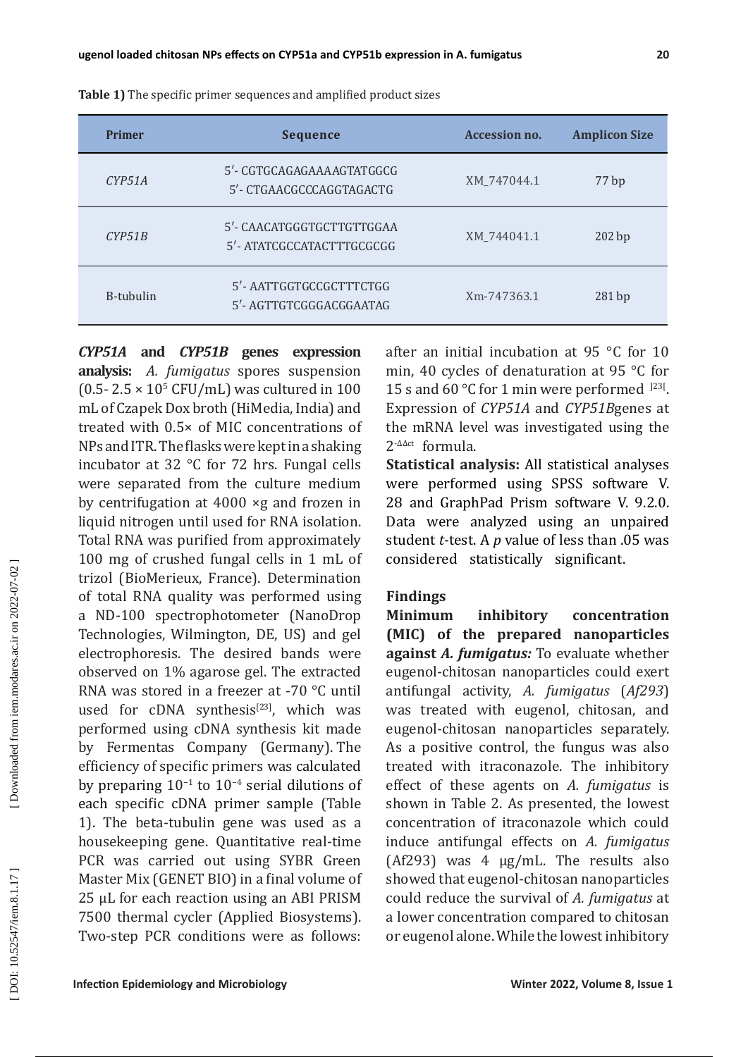**Table 1)** The specific primer sequences and amplified product sizes

| Primer | Sequence | Accession no. | Amplicon Size |
|---|---|---|---|
| *CYP51A* | 5′- CGTGCAGAGAAAAGTATGGCG<br>5′- CTGAACGCCCAGGTAGACTG | XM_747044.1 | 77 bp |
| *CYP51B* | 5′- CAACATGGGTGCTTGTTGGAA<br>5′- ATATCGCCATACTTTGCGCGG | XM_744041.1 | 202 bp |
| B-tubulin | 5′- AATTGGTGCCGCTTTCTGG<br>5′- AGTTGTCGGGACGGAATAG | Xm-747363.1 | 281 bp |

***CYP51A* and *CYP51B* genes expression analysis:** *A. fumigatus* spores suspension (0.5- 2.5 × $10^5$ CFU/mL) was cultured in 100 mL of Czapek Dox broth (HiMedia, India) and treated with 0.5× of MIC concentrations of NPs and ITR. The flasks were kept in a shaking incubator at 32 °C for 72 hrs. Fungal cells were separated from the culture medium by centrifugation at 4000 ×g and frozen in liquid nitrogen until used for RNA isolation. Total RNA was purified from approximately 100 mg of crushed fungal cells in 1 mL of trizol (BioMerieux, France). Determination of total RNA quality was performed using a ND-100 spectrophotometer (NanoDrop Technologies, Wilmington, DE, US) and gel electrophoresis. The desired bands were observed on 1% agarose gel. The extracted RNA was stored in a freezer at -70 °C until used for cDNA synthesis[23], which was performed using cDNA synthesis kit made by Fermentas Company (Germany). The efficiency of specific primers was calculated by preparing $10^{-1}$ to $10^{-4}$ serial dilutions of each specific cDNA primer sample (Table 1). The beta-tubulin gene was used as a housekeeping gene. Quantitative real-time PCR was carried out using SYBR Green Master Mix (GENET BIO) in a final volume of 25 µL for each reaction using an ABI PRISM 7500 thermal cycler (Applied Biosystems). Two-step PCR conditions were as follows: after an initial incubation at 95 °C for 10 min, 40 cycles of denaturation at 95 °C for 15 s and 60 °C for 1 min were performed [23]. Expression of *CYP51A* and *CYP51B*genes at the mRNA level was investigated using the $2^{-\Delta\Delta ct}$ formula.

**Statistical analysis:** All statistical analyses were performed using SPSS software V. 28 and GraphPad Prism software V. 9.2.0. Data were analyzed using an unpaired student *t*-test. A *p* value of less than .05 was considered statistically significant.

## Findings

**Minimum inhibitory concentration (MIC) of the prepared nanoparticles against *A. fumigatus:*** To evaluate whether eugenol-chitosan nanoparticles could exert antifungal activity, *A. fumigatus* (*Af293*) was treated with eugenol, chitosan, and eugenol-chitosan nanoparticles separately. As a positive control, the fungus was also treated with itraconazole. The inhibitory effect of these agents on *A. fumigatus* is shown in Table 2. As presented, the lowest concentration of itraconazole which could induce antifungal effects on *A. fumigatus* (Af293) was 4 µg/mL. The results also showed that eugenol-chitosan nanoparticles could reduce the survival of *A. fumigatus* at a lower concentration compared to chitosan or eugenol alone. While the lowest inhibitory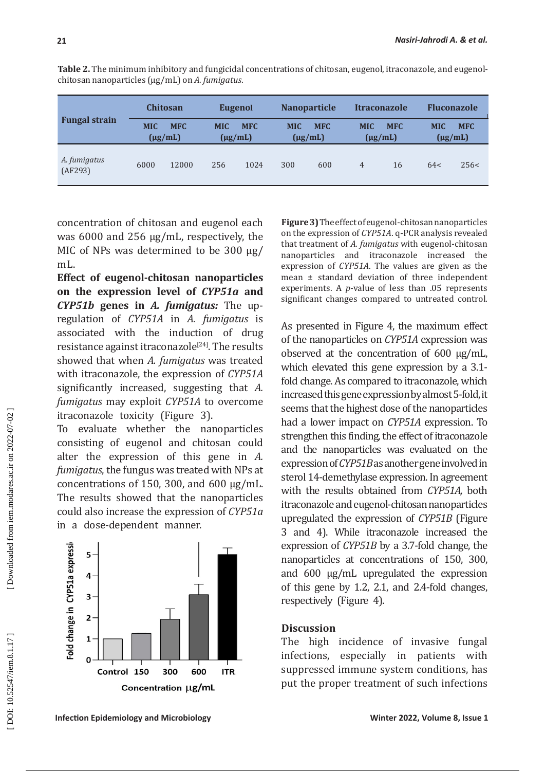**Table 2.** The minimum inhibitory and fungicidal concentrations of chitosan, eugenol, itraconazole, and eugenol-chitosan nanoparticles (µg/mL) on *A. fumigatus*.

| Fungal strain | Chitosan | | Eugenol | | Nanoparticle | | Itraconazole | | Fluconazole | |
|---|---|---|---|---|---|---|---|---|---|---|
| | MIC (µg/mL) | MFC (µg/mL) | MIC (µg/mL) | MFC (µg/mL) | MIC (µg/mL) | MFC (µg/mL) | MIC (µg/mL) | MFC (µg/mL) | MIC (µg/mL) | MFC (µg/mL) |
| *A. fumigatus* (AF293) | 6000 | 12000 | 256 | 1024 | 300 | 600 | 4 | 16 | 64< | 256< |

concentration of chitosan and eugenol each was 6000 and 256 µg/mL, respectively, the MIC of NPs was determined to be 300 µg/mL.

**Effect of eugenol-chitosan nanoparticles on the expression level of *CYP51a* and *CYP51b* genes in *A. fumigatus*:** The up-regulation of *CYP51A* in *A. fumigatus* is associated with the induction of drug resistance against itraconazole[24]. The results showed that when *A. fumigatus* was treated with itraconazole, the expression of *CYP51A* significantly increased, suggesting that *A. fumigatus* may exploit *CYP51A* to overcome itraconazole toxicity (Figure 3).

To evaluate whether the nanoparticles consisting of eugenol and chitosan could alter the expression of this gene in *A. fumigatus*, the fungus was treated with NPs at concentrations of 150, 300, and 600 µg/mL. The results showed that the nanoparticles could also increase the expression of *CYP51a* in a dose-dependent manner.

**Figure 3)** The effect of eugenol-chitosan nanoparticles on the expression of *CYP51A*. q-PCR analysis revealed that treatment of *A. fumigatus* with eugenol-chitosan nanoparticles and itraconazole increased the expression of *CYP51A*. The values are given as the mean ± standard deviation of three independent experiments. A *p*-value of less than .05 represents significant changes compared to untreated control.

As presented in Figure 4, the maximum effect of the nanoparticles on *CYP51A* expression was observed at the concentration of 600 µg/mL, which elevated this gene expression by a 3.1-fold change. As compared to itraconazole, which increased this gene expression by almost 5-fold, it seems that the highest dose of the nanoparticles had a lower impact on *CYP51A* expression. To strengthen this finding, the effect of itraconazole and the nanoparticles was evaluated on the expression of *CYP51B* as another gene involved in sterol 14-demethylase expression. In agreement with the results obtained from *CYP51A,* both itraconazole and eugenol-chitosan nanoparticles upregulated the expression of *CYP51B* (Figure 3 and 4). While itraconazole increased the expression of *CYP51B* by a 3.7-fold change, the nanoparticles at concentrations of 150, 300, and 600 µg/mL upregulated the expression of this gene by 1.2, 2.1, and 2.4-fold changes, respectively (Figure 4).

## Discussion

The high incidence of invasive fungal infections, especially in patients with suppressed immune system conditions, has put the proper treatment of such infections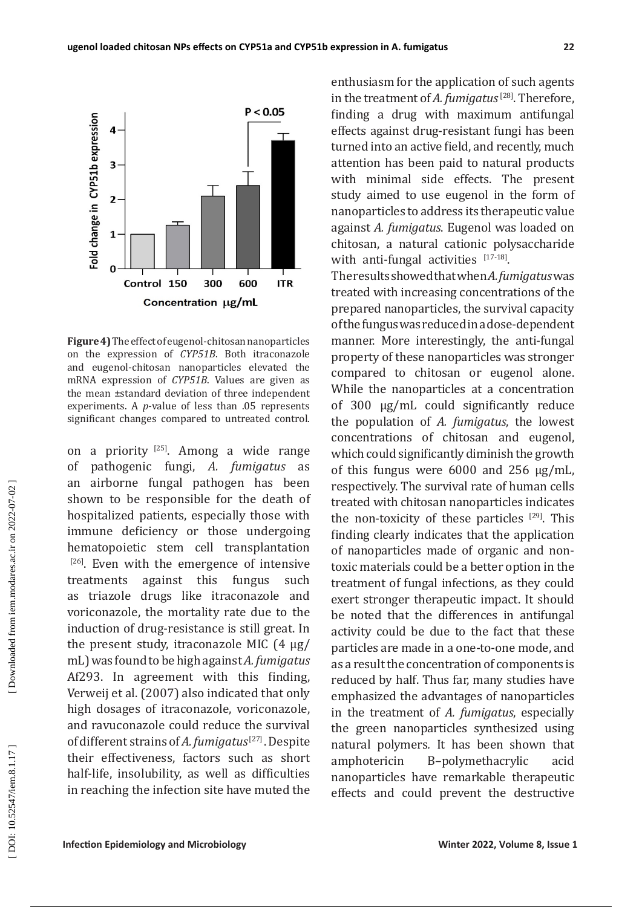**Figure 4)** The effect of eugenol-chitosan nanoparticles on the expression of *CYP51B*. Both itraconazole and eugenol-chitosan nanoparticles elevated the mRNA expression of *CYP51B*. Values are given as the mean ±standard deviation of three independent experiments. A *p*-value of less than .05 represents significant changes compared to untreated control.

on a priority [25]. Among a wide range of pathogenic fungi, *A. fumigatus* as an airborne fungal pathogen has been shown to be responsible for the death of hospitalized patients, especially those with immune deficiency or those undergoing hematopoietic stem cell transplantation [26]. Even with the emergence of intensive treatments against this fungus such as triazole drugs like itraconazole and voriconazole, the mortality rate due to the induction of drug-resistance is still great. In the present study, itraconazole MIC (4 μg/mL) was found to be high against *A. fumigatus* Af293. In agreement with this finding, Verweij et al. (2007) also indicated that only high dosages of itraconazole, voriconazole, and ravuconazole could reduce the survival of different strains of *A. fumigatus*[27]. Despite their effectiveness, factors such as short half-life, insolubility, as well as difficulties in reaching the infection site have muted the enthusiasm for the application of such agents in the treatment of *A. fumigatus* [28]. Therefore, finding a drug with maximum antifungal effects against drug-resistant fungi has been turned into an active field, and recently, much attention has been paid to natural products with minimal side effects. The present study aimed to use eugenol in the form of nanoparticles to address its therapeutic value against *A. fumigatus*. Eugenol was loaded on chitosan, a natural cationic polysaccharide with anti-fungal activities [17-18].

The results showed that when *A. fumigatus* was treated with increasing concentrations of the prepared nanoparticles, the survival capacity of the fungus was reduced in a dose-dependent manner. More interestingly, the anti-fungal property of these nanoparticles was stronger compared to chitosan or eugenol alone. While the nanoparticles at a concentration of 300 μg/mL could significantly reduce the population of *A. fumigatus*, the lowest concentrations of chitosan and eugenol, which could significantly diminish the growth of this fungus were 6000 and 256 μg/mL, respectively. The survival rate of human cells treated with chitosan nanoparticles indicates the non-toxicity of these particles [29]. This finding clearly indicates that the application of nanoparticles made of organic and non-toxic materials could be a better option in the treatment of fungal infections, as they could exert stronger therapeutic impact. It should be noted that the differences in antifungal activity could be due to the fact that these particles are made in a one-to-one mode, and as a result the concentration of components is reduced by half. Thus far, many studies have emphasized the advantages of nanoparticles in the treatment of *A. fumigatus*, especially the green nanoparticles synthesized using natural polymers. It has been shown that amphotericin B–polymethacrylic acid nanoparticles have remarkable therapeutic effects and could prevent the destructive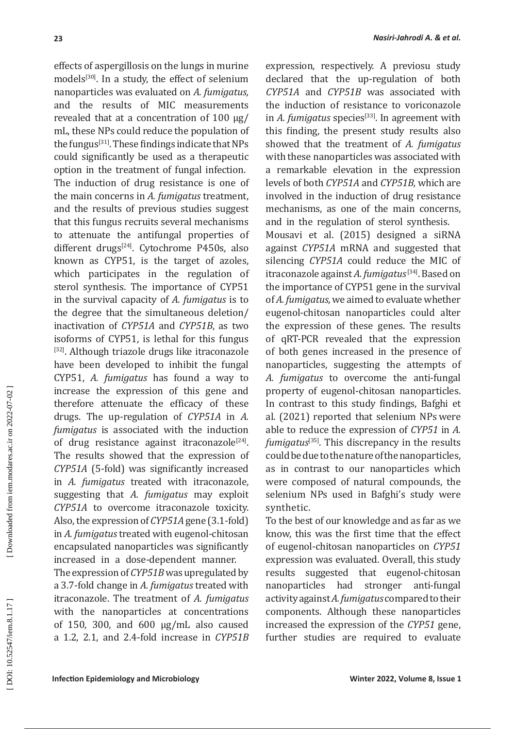effects of aspergillosis on the lungs in murine models[30]. In a study, the effect of selenium nanoparticles was evaluated on *A. fumigatus,* and the results of MIC measurements revealed that at a concentration of 100 μg/mL, these NPs could reduce the population of the fungus[31]. These findings indicate that NPs could significantly be used as a therapeutic option in the treatment of fungal infection.

The induction of drug resistance is one of the main concerns in *A. fumigatus* treatment, and the results of previous studies suggest that this fungus recruits several mechanisms to attenuate the antifungal properties of different drugs[24]. Cytochrome P450s, also known as CYP51, is the target of azoles, which participates in the regulation of sterol synthesis. The importance of CYP51 in the survival capacity of *A. fumigatus* is to the degree that the simultaneous deletion/inactivation of *CYP51A* and *CYP51B*, as two isoforms of CYP51, is lethal for this fungus [32]. Although triazole drugs like itraconazole have been developed to inhibit the fungal CYP51, *A. fumigatus* has found a way to increase the expression of this gene and therefore attenuate the efficacy of these drugs. The up-regulation of *CYP51A* in *A. fumigatus* is associated with the induction of drug resistance against itraconazole[24]. The results showed that the expression of *CYP51A* (5-fold) was significantly increased in *A. fumigatus* treated with itraconazole, suggesting that *A. fumigatus* may exploit *CYP51A* to overcome itraconazole toxicity. Also, the expression of *CYP51A* gene (3.1-fold) in *A. fumigatus* treated with eugenol-chitosan encapsulated nanoparticles was significantly increased in a dose-dependent manner.

The expression of *CYP51B* was upregulated by a 3.7-fold change in *A. fumigatus* treated with itraconazole. The treatment of *A. fumigatus* with the nanoparticles at concentrations of 150, 300, and 600 μg/mL also caused a 1.2, 2.1, and 2.4-fold increase in *CYP51B* expression, respectively. A previosu study declared that the up-regulation of both *CYP51A* and *CYP51B* was associated with the induction of resistance to voriconazole in *A. fumigatus* species[33]. In agreement with this finding, the present study results also showed that the treatment of *A. fumigatus* with these nanoparticles was associated with a remarkable elevation in the expression levels of both *CYP51A* and *CYP51B,* which are involved in the induction of drug resistance mechanisms, as one of the main concerns, and in the regulation of sterol synthesis.

Mousavi et al. (2015) designed a siRNA against *CYP51A* mRNA and suggested that silencing *CYP51A* could reduce the MIC of itraconazole against *A. fumigatus*[34]. Based on the importance of CYP51 gene in the survival of *A. fumigatus*, we aimed to evaluate whether eugenol-chitosan nanoparticles could alter the expression of these genes. The results of qRT-PCR revealed that the expression of both genes increased in the presence of nanoparticles, suggesting the attempts of *A. fumigatus* to overcome the anti-fungal property of eugenol-chitosan nanoparticles. In contrast to this study findings, Bafghi et al. (2021) reported that selenium NPs were able to reduce the expression of *CYP51* in *A. fumigatus*[35]. This discrepancy in the results could be due to the nature of the nanoparticles, as in contrast to our nanoparticles which were composed of natural compounds, the selenium NPs used in Bafghi's study were synthetic.

To the best of our knowledge and as far as we know, this was the first time that the effect of eugenol-chitosan nanoparticles on *CYP51* expression was evaluated. Overall, this study results suggested that eugenol-chitosan nanoparticles had stronger anti-fungal activity against *A. fumigatus* compared to their components. Although these nanoparticles increased the expression of the *CYP51* gene, further studies are required to evaluate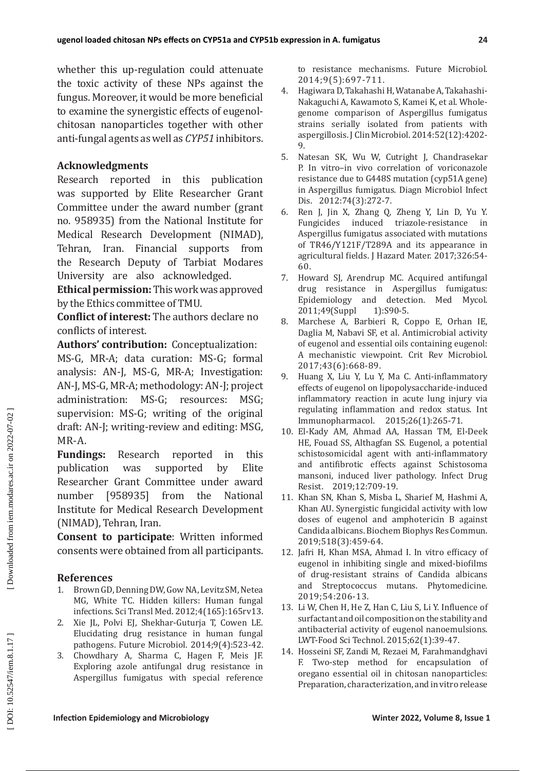whether this up-regulation could attenuate the toxic activity of these NPs against the fungus. Moreover, it would be more beneficial to examine the synergistic effects of eugenol-chitosan nanoparticles together with other anti-fungal agents as well as *CYP51* inhibitors.

### Acknowledgments

Research reported in this publication was supported by Elite Researcher Grant Committee under the award number (grant no. 958935) from the National Institute for Medical Research Development (NIMAD), Tehran, Iran. Financial supports from the Research Deputy of Tarbiat Modares University are also acknowledged.

**Ethical permission:** This work was approved by the Ethics committee of TMU.

**Conflict of interest:** The authors declare no conflicts of interest.

**Authors' contribution:** Conceptualization: MS-G, MR-A; data curation: MS-G; formal analysis: AN-J, MS-G, MR-A; Investigation: AN-J, MS-G, MR-A; methodology: AN-J; project administration: MS-G; resources: MSG; supervision: MS-G; writing of the original draft: AN-J; writing-review and editing: MSG, MR-A.

**Fundings:** Research reported in this publication was supported by Elite Researcher Grant Committee under award number [958935] from the National Institute for Medical Research Development (NIMAD), Tehran, Iran.

**Consent to participate**: Written informed consents were obtained from all participants.

### References

1. Brown GD, Denning DW, Gow NA, Levitz SM, Netea MG, White TC. Hidden killers: Human fungal infections. Sci Transl Med. 2012;4(165):165rv13.
2. Xie JL, Polvi EJ, Shekhar-Guturja T, Cowen LE. Elucidating drug resistance in human fungal pathogens. Future Microbiol. 2014;9(4):523-42.
3. Chowdhary A, Sharma C, Hagen F, Meis JF. Exploring azole antifungal drug resistance in Aspergillus fumigatus with special reference to resistance mechanisms. Future Microbiol. 2014;9(5):697-711.
4. Hagiwara D, Takahashi H, Watanabe A, Takahashi-Nakaguchi A, Kawamoto S, Kamei K, et al. Whole-genome comparison of Aspergillus fumigatus strains serially isolated from patients with aspergillosis. J Clin Microbiol. 2014:52(12):4202-9.
5. Natesan SK, Wu W, Cutright J, Chandrasekar P. In vitro–in vivo correlation of voriconazole resistance due to G448S mutation (cyp51A gene) in Aspergillus fumigatus. Diagn Microbiol Infect Dis. 2012:74(3):272-7.
6. Ren J, Jin X, Zhang Q, Zheng Y, Lin D, Yu Y. Fungicides induced triazole-resistance in Aspergillus fumigatus associated with mutations of TR46/Y121F/T289A and its appearance in agricultural fields. J Hazard Mater. 2017;326:54-60.
7. Howard SJ, Arendrup MC. Acquired antifungal drug resistance in Aspergillus fumigatus: Epidemiology and detection. Med Mycol. 2011;49(Suppl 1):S90-5.
8. Marchese A, Barbieri R, Coppo E, Orhan IE, Daglia M, Nabavi SF, et al. Antimicrobial activity of eugenol and essential oils containing eugenol: A mechanistic viewpoint. Crit Rev Microbiol. 2017;43(6):668-89.
9. Huang X, Liu Y, Lu Y, Ma C. Anti-inflammatory effects of eugenol on lipopolysaccharide-induced inflammatory reaction in acute lung injury via regulating inflammation and redox status. Int Immunopharmacol. 2015;26(1):265-71.
10. El-Kady AM, Ahmad AA, Hassan TM, El-Deek HE, Fouad SS, Althagfan SS. Eugenol, a potential schistosomicidal agent with anti-inflammatory and antifibrotic effects against Schistosoma mansoni, induced liver pathology. Infect Drug Resist. 2019;12:709-19.
11. Khan SN, Khan S, Misba L, Sharief M, Hashmi A, Khan AU. Synergistic fungicidal activity with low doses of eugenol and amphotericin B against Candida albicans. Biochem Biophys Res Commun. 2019;518(3):459-64.
12. Jafri H, Khan MSA, Ahmad I. In vitro efficacy of eugenol in inhibiting single and mixed-biofilms of drug-resistant strains of Candida albicans and Streptococcus mutans. Phytomedicine. 2019;54:206-13.
13. Li W, Chen H, He Z, Han C, Liu S, Li Y. Influence of surfactant and oil composition on the stability and antibacterial activity of eugenol nanoemulsions. LWT-Food Sci Technol. 2015;62(1):39-47.
14. Hosseini SF, Zandi M, Rezaei M, Farahmandghavi F. Two-step method for encapsulation of oregano essential oil in chitosan nanoparticles: Preparation, characterization, and in vitro release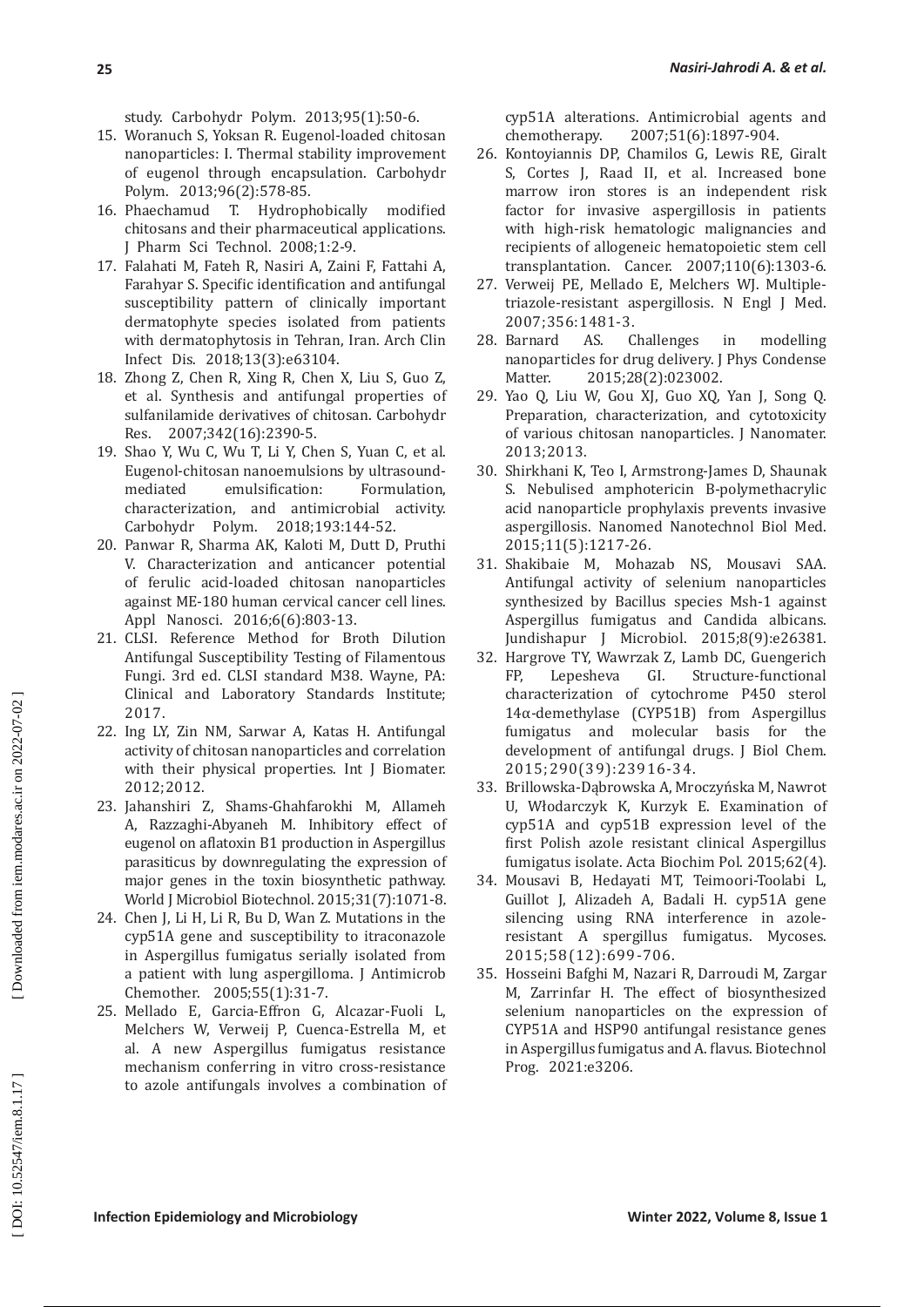study. Carbohydr Polym. 2013;95(1):50-6.

15. Woranuch S, Yoksan R. Eugenol-loaded chitosan nanoparticles: I. Thermal stability improvement of eugenol through encapsulation. Carbohydr Polym. 2013;96(2):578-85.
16. Phaechamud T. Hydrophobically modified chitosans and their pharmaceutical applications. J Pharm Sci Technol. 2008;1:2-9.
17. Falahati M, Fateh R, Nasiri A, Zaini F, Fattahi A, Farahyar S. Specific identification and antifungal susceptibility pattern of clinically important dermatophyte species isolated from patients with dermatophytosis in Tehran, Iran. Arch Clin Infect Dis. 2018;13(3):e63104.
18. Zhong Z, Chen R, Xing R, Chen X, Liu S, Guo Z, et al. Synthesis and antifungal properties of sulfanilamide derivatives of chitosan. Carbohydr Res. 2007;342(16):2390-5.
19. Shao Y, Wu C, Wu T, Li Y, Chen S, Yuan C, et al. Eugenol-chitosan nanoemulsions by ultrasound-mediated emulsification: Formulation, characterization, and antimicrobial activity. Carbohydr Polym. 2018;193:144-52.
20. Panwar R, Sharma AK, Kaloti M, Dutt D, Pruthi V. Characterization and anticancer potential of ferulic acid-loaded chitosan nanoparticles against ME-180 human cervical cancer cell lines. Appl Nanosci. 2016;6(6):803-13.
21. CLSI. Reference Method for Broth Dilution Antifungal Susceptibility Testing of Filamentous Fungi. 3rd ed. CLSI standard M38. Wayne, PA: Clinical and Laboratory Standards Institute; 2017.
22. Ing LY, Zin NM, Sarwar A, Katas H. Antifungal activity of chitosan nanoparticles and correlation with their physical properties. Int J Biomater. 2012;2012.
23. Jahanshiri Z, Shams-Ghahfarokhi M, Allameh A, Razzaghi-Abyaneh M. Inhibitory effect of eugenol on aflatoxin B1 production in Aspergillus parasiticus by downregulating the expression of major genes in the toxin biosynthetic pathway. World J Microbiol Biotechnol. 2015;31(7):1071-8.
24. Chen J, Li H, Li R, Bu D, Wan Z. Mutations in the cyp51A gene and susceptibility to itraconazole in Aspergillus fumigatus serially isolated from a patient with lung aspergilloma. J Antimicrob Chemother. 2005;55(1):31-7.
25. Mellado E, Garcia-Effron G, Alcazar-Fuoli L, Melchers W, Verweij P, Cuenca-Estrella M, et al. A new Aspergillus fumigatus resistance mechanism conferring in vitro cross-resistance to azole antifungals involves a combination of cyp51A alterations. Antimicrobial agents and chemotherapy. 2007;51(6):1897-904.
26. Kontoyiannis DP, Chamilos G, Lewis RE, Giralt S, Cortes J, Raad II, et al. Increased bone marrow iron stores is an independent risk factor for invasive aspergillosis in patients with high-risk hematologic malignancies and recipients of allogeneic hematopoietic stem cell transplantation. Cancer. 2007;110(6):1303-6.
27. Verweij PE, Mellado E, Melchers WJ. Multiple-triazole-resistant aspergillosis. N Engl J Med. 2007;356:1481-3.
28. Barnard AS. Challenges in modelling nanoparticles for drug delivery. J Phys Condense Matter. 2015;28(2):023002.
29. Yao Q, Liu W, Gou XJ, Guo XQ, Yan J, Song Q. Preparation, characterization, and cytotoxicity of various chitosan nanoparticles. J Nanomater. 2013;2013.
30. Shirkhani K, Teo I, Armstrong-James D, Shaunak S. Nebulised amphotericin B-polymethacrylic acid nanoparticle prophylaxis prevents invasive aspergillosis. Nanomed Nanotechnol Biol Med. 2015;11(5):1217-26.
31. Shakibaie M, Mohazab NS, Mousavi SAA. Antifungal activity of selenium nanoparticles synthesized by Bacillus species Msh-1 against Aspergillus fumigatus and Candida albicans. Jundishapur J Microbiol. 2015;8(9):e26381.
32. Hargrove TY, Wawrzak Z, Lamb DC, Guengerich FP, Lepesheva GI. Structure-functional characterization of cytochrome P450 sterol 14α-demethylase (CYP51B) from Aspergillus fumigatus and molecular basis for the development of antifungal drugs. J Biol Chem. 2015;290(39):23916-34.
33. Brillowska-Dąbrowska A, Mroczyńska M, Nawrot U, Włodarczyk K, Kurzyk E. Examination of cyp51A and cyp51B expression level of the first Polish azole resistant clinical Aspergillus fumigatus isolate. Acta Biochim Pol. 2015;62(4).
34. Mousavi B, Hedayati MT, Teimoori-Toolabi L, Guillot J, Alizadeh A, Badali H. cyp51A gene silencing using RNA interference in azole-resistant A spergillus fumigatus. Mycoses. 2015;58(12):699-706.
35. Hosseini Bafghi M, Nazari R, Darroudi M, Zargar M, Zarrinfar H. The effect of biosynthesized selenium nanoparticles on the expression of CYP51A and HSP90 antifungal resistance genes in Aspergillus fumigatus and A. flavus. Biotechnol Prog. 2021:e3206.